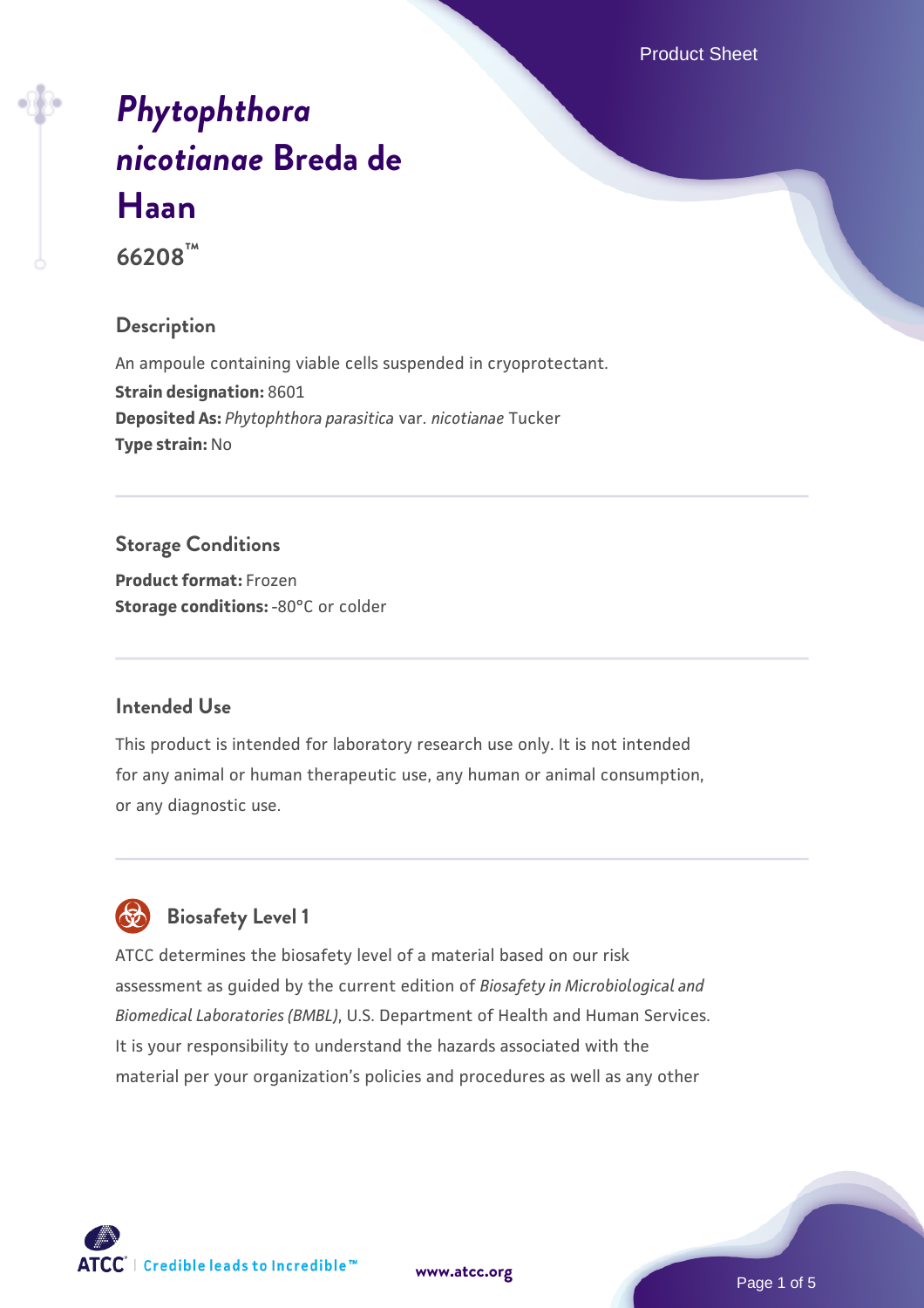# *Phytophthora nicotianae* Breda de Haan

**66208™**

## Description

An ampoule containing viable cells suspended in cryoprotectant.

**Strain designation:** 8601

**Deposited As:** *Phytophthora parasitica* var. *nicotianae* Tucker

**Type strain:** No

## Storage Conditions

**Product format:** Frozen

**Storage conditions:** -80°C or colder

## Intended Use

This product is intended for laboratory research use only. It is not intended for any animal or human therapeutic use, any human or animal consumption, or any diagnostic use.

## Biosafety Level 1

ATCC determines the biosafety level of a material based on our risk assessment as guided by the current edition of *Biosafety in Microbiological and Biomedical Laboratories (BMBL)*, U.S. Department of Health and Human Services. It is your responsibility to understand the hazards associated with the material per your organization's policies and procedures as well as any other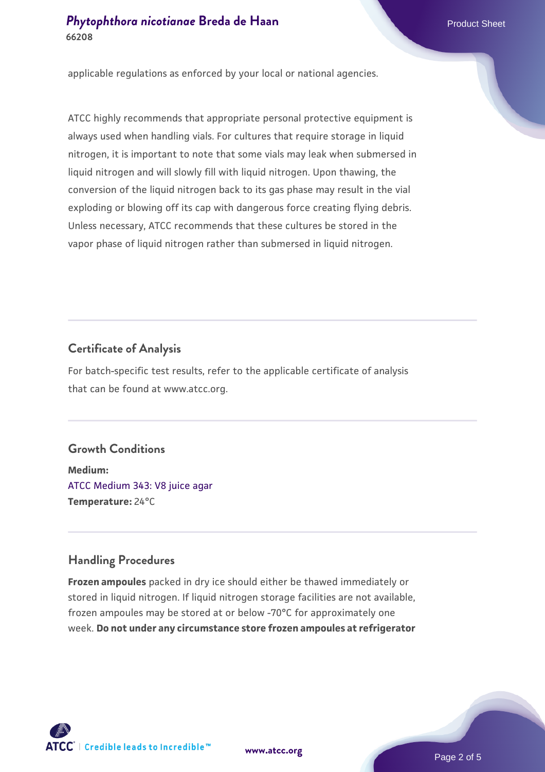applicable regulations as enforced by your local or national agencies.

ATCC highly recommends that appropriate personal protective equipment is always used when handling vials. For cultures that require storage in liquid nitrogen, it is important to note that some vials may leak when submersed in liquid nitrogen and will slowly fill with liquid nitrogen. Upon thawing, the conversion of the liquid nitrogen back to its gas phase may result in the vial exploding or blowing off its cap with dangerous force creating flying debris. Unless necessary, ATCC recommends that these cultures be stored in the vapor phase of liquid nitrogen rather than submersed in liquid nitrogen.

## Certificate of Analysis

For batch-specific test results, refer to the applicable certificate of analysis that can be found at www.atcc.org.

## Growth Conditions

**Medium:**
ATCC Medium 343: V8 juice agar
**Temperature:** 24°C

## Handling Procedures

**Frozen ampoules** packed in dry ice should either be thawed immediately or stored in liquid nitrogen. If liquid nitrogen storage facilities are not available, frozen ampoules may be stored at or below -70°C for approximately one week. **Do not under any circumstance store frozen ampoules at refrigerator**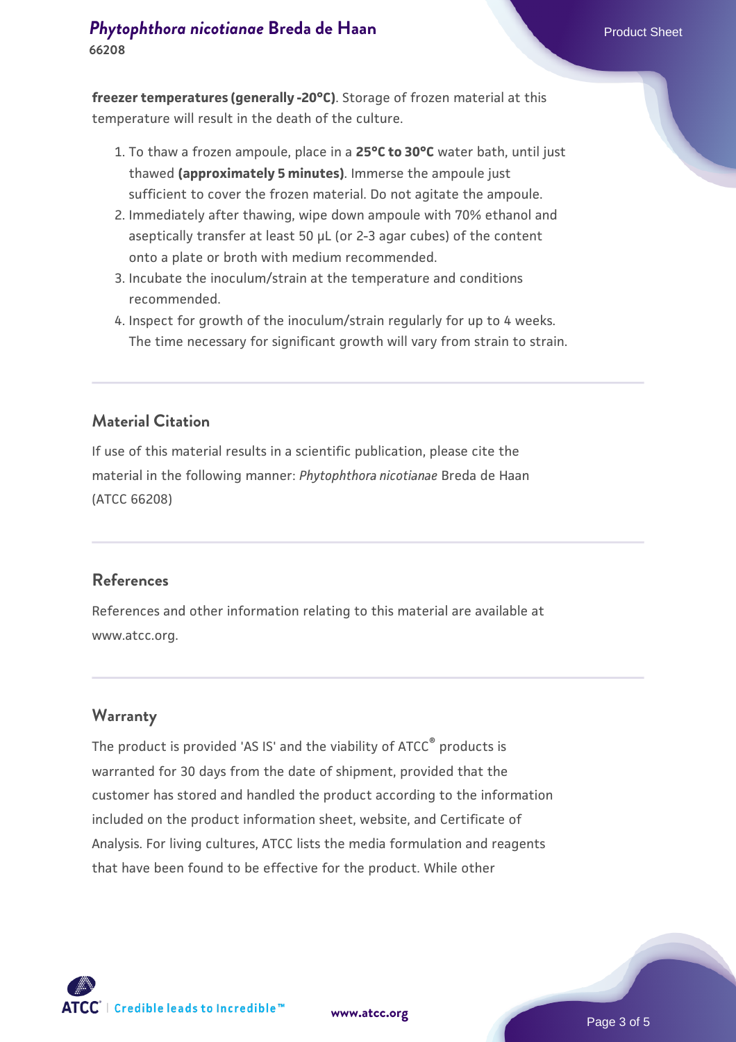**freezer temperatures (generally -20°C)**. Storage of frozen material at this temperature will result in the death of the culture.

1. To thaw a frozen ampoule, place in a **25°C to 30°C** water bath, until just thawed **(approximately 5 minutes)**. Immerse the ampoule just sufficient to cover the frozen material. Do not agitate the ampoule.
2. Immediately after thawing, wipe down ampoule with 70% ethanol and aseptically transfer at least 50 µL (or 2-3 agar cubes) of the content onto a plate or broth with medium recommended.
3. Incubate the inoculum/strain at the temperature and conditions recommended.
4. Inspect for growth of the inoculum/strain regularly for up to 4 weeks. The time necessary for significant growth will vary from strain to strain.

## Material Citation

If use of this material results in a scientific publication, please cite the material in the following manner: *Phytophthora nicotianae* Breda de Haan (ATCC 66208)

## References

References and other information relating to this material are available at www.atcc.org.

## Warranty

The product is provided 'AS IS' and the viability of ATCC® products is warranted for 30 days from the date of shipment, provided that the customer has stored and handled the product according to the information included on the product information sheet, website, and Certificate of Analysis. For living cultures, ATCC lists the media formulation and reagents that have been found to be effective for the product. While other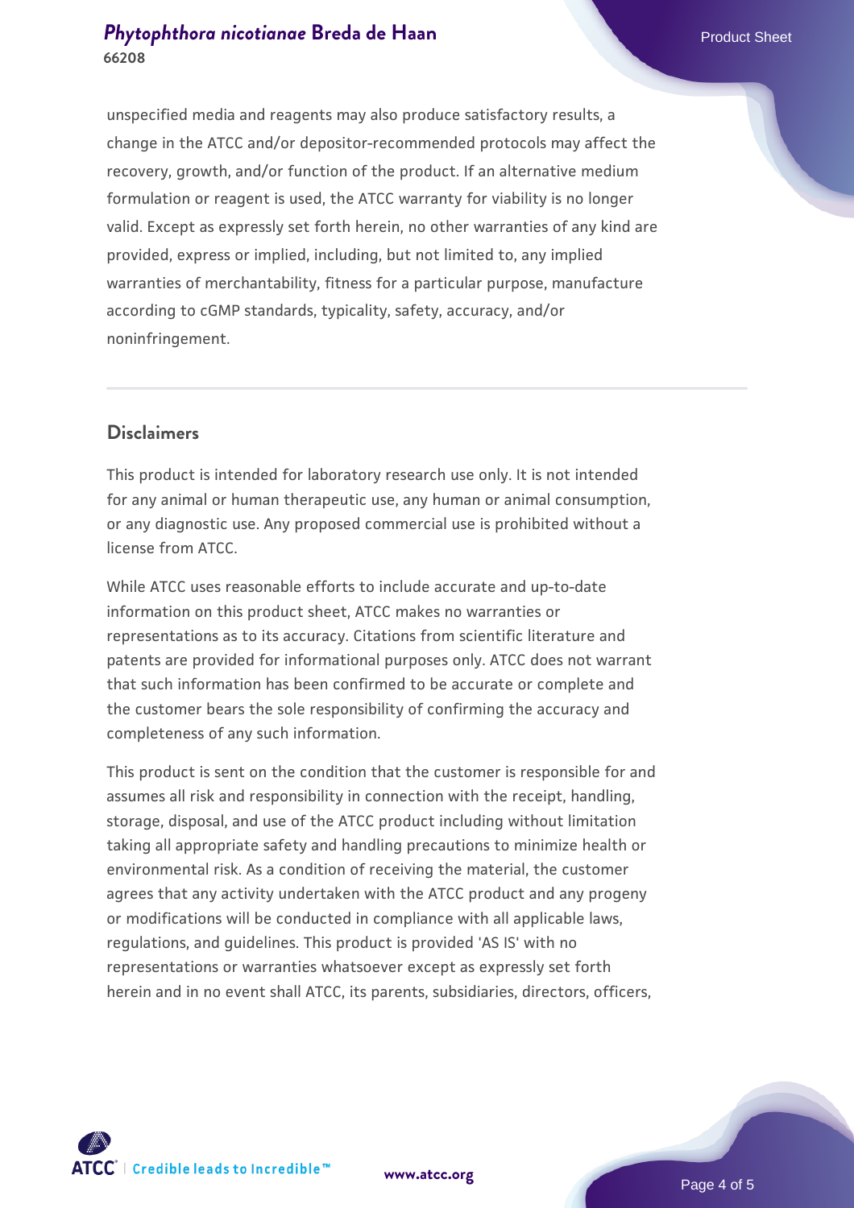unspecified media and reagents may also produce satisfactory results, a change in the ATCC and/or depositor-recommended protocols may affect the recovery, growth, and/or function of the product. If an alternative medium formulation or reagent is used, the ATCC warranty for viability is no longer valid. Except as expressly set forth herein, no other warranties of any kind are provided, express or implied, including, but not limited to, any implied warranties of merchantability, fitness for a particular purpose, manufacture according to cGMP standards, typicality, safety, accuracy, and/or noninfringement.

## Disclaimers

This product is intended for laboratory research use only. It is not intended for any animal or human therapeutic use, any human or animal consumption, or any diagnostic use. Any proposed commercial use is prohibited without a license from ATCC.

While ATCC uses reasonable efforts to include accurate and up-to-date information on this product sheet, ATCC makes no warranties or representations as to its accuracy. Citations from scientific literature and patents are provided for informational purposes only. ATCC does not warrant that such information has been confirmed to be accurate or complete and the customer bears the sole responsibility of confirming the accuracy and completeness of any such information.

This product is sent on the condition that the customer is responsible for and assumes all risk and responsibility in connection with the receipt, handling, storage, disposal, and use of the ATCC product including without limitation taking all appropriate safety and handling precautions to minimize health or environmental risk. As a condition of receiving the material, the customer agrees that any activity undertaken with the ATCC product and any progeny or modifications will be conducted in compliance with all applicable laws, regulations, and guidelines. This product is provided 'AS IS' with no representations or warranties whatsoever except as expressly set forth herein and in no event shall ATCC, its parents, subsidiaries, directors, officers,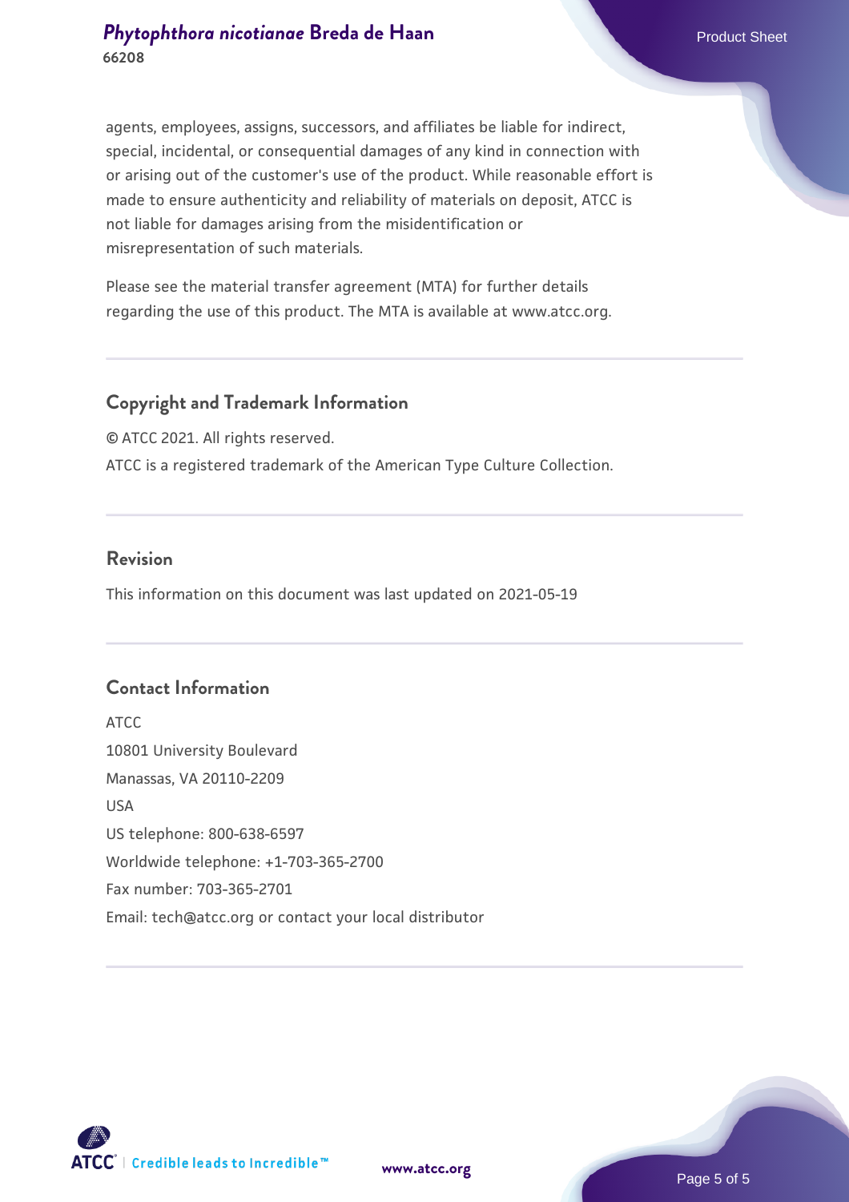agents, employees, assigns, successors, and affiliates be liable for indirect, special, incidental, or consequential damages of any kind in connection with or arising out of the customer's use of the product. While reasonable effort is made to ensure authenticity and reliability of materials on deposit, ATCC is not liable for damages arising from the misidentification or misrepresentation of such materials.

Please see the material transfer agreement (MTA) for further details regarding the use of this product. The MTA is available at www.atcc.org.

## Copyright and Trademark Information

© ATCC 2021. All rights reserved.

ATCC is a registered trademark of the American Type Culture Collection.

## Revision

This information on this document was last updated on 2021-05-19

## Contact Information

ATCC
10801 University Boulevard
Manassas, VA 20110-2209
USA
US telephone: 800-638-6597
Worldwide telephone: +1-703-365-2700
Fax number: 703-365-2701
Email: tech@atcc.org or contact your local distributor